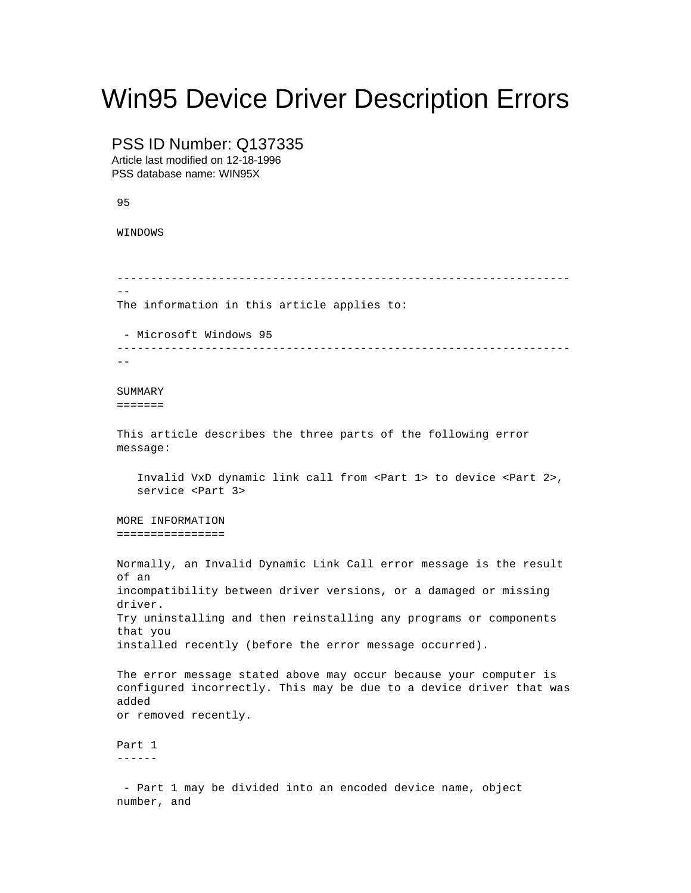# Win95 Device Driver Description Errors

## PSS ID Number: Q137335

Article last modified on 12-18-1996

PSS database name: WIN95X

95

WINDOWS

---

The information in this article applies to:

- Microsoft Windows 95

---

## SUMMARY

This article describes the three parts of the following error message:

```
Invalid VxD dynamic link call from <Part 1> to device <Part 2>,
service <Part 3>
```

## MORE INFORMATION

Normally, an Invalid Dynamic Link Call error message is the result of an incompatibility between driver versions, or a damaged or missing driver. Try uninstalling and then reinstalling any programs or components that you installed recently (before the error message occurred).

The error message stated above may occur because your computer is configured incorrectly. This may be due to a device driver that was added or removed recently.

### Part 1

- Part 1 may be divided into an encoded device name, object number, and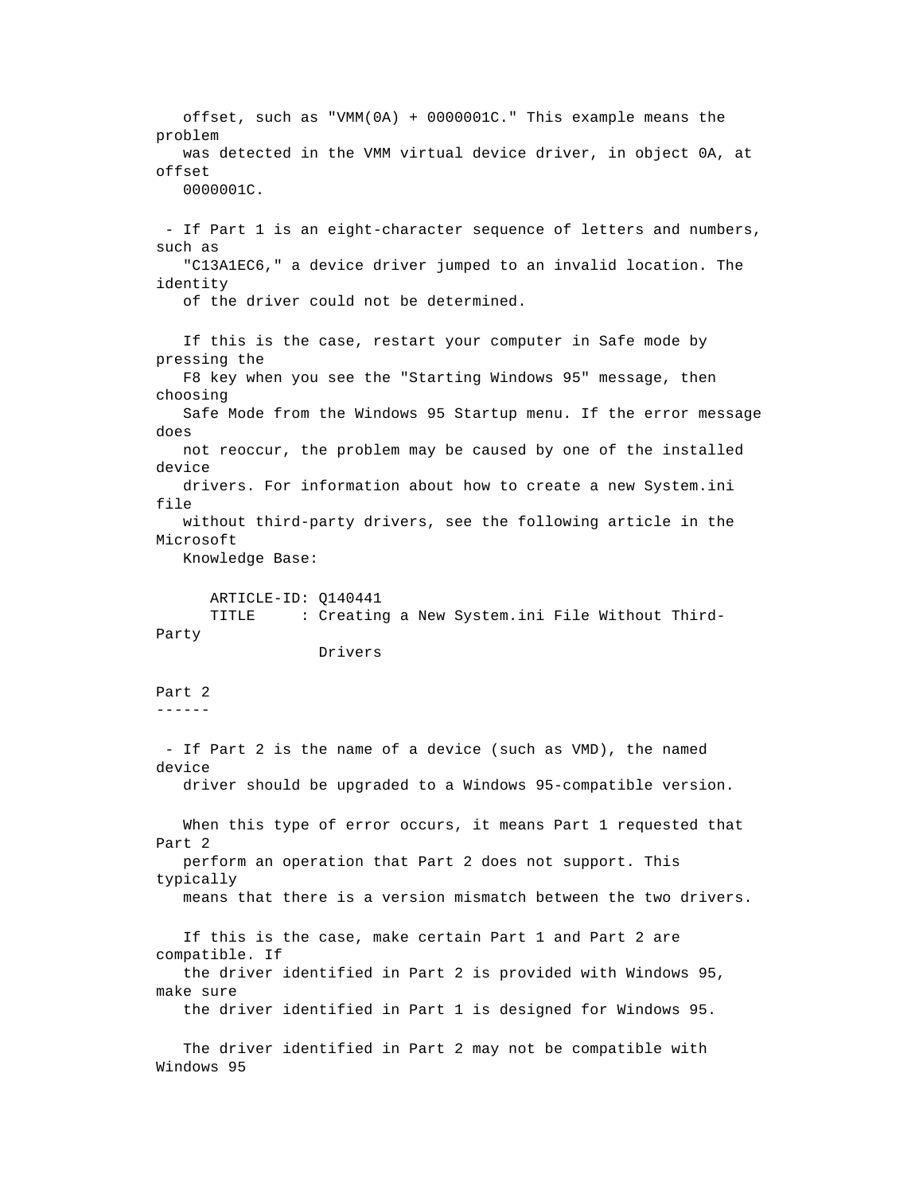offset, such as "VMM(0A) + 0000001C." This example means the problem was detected in the VMM virtual device driver, in object 0A, at offset 0000001C.

- If Part 1 is an eight-character sequence of letters and numbers, such as "C13A1EC6," a device driver jumped to an invalid location. The identity of the driver could not be determined.

  If this is the case, restart your computer in Safe mode by pressing the F8 key when you see the "Starting Windows 95" message, then choosing Safe Mode from the Windows 95 Startup menu. If the error message does not reoccur, the problem may be caused by one of the installed device drivers. For information about how to create a new System.ini file without third-party drivers, see the following article in the Microsoft Knowledge Base:

  ARTICLE-ID: Q140441
  TITLE : Creating a New System.ini File Without Third-Party Drivers

## Part 2

- If Part 2 is the name of a device (such as VMD), the named device driver should be upgraded to a Windows 95-compatible version.

  When this type of error occurs, it means Part 1 requested that Part 2 perform an operation that Part 2 does not support. This typically means that there is a version mismatch between the two drivers.

  If this is the case, make certain Part 1 and Part 2 are compatible. If the driver identified in Part 2 is provided with Windows 95, make sure the driver identified in Part 1 is designed for Windows 95.

  The driver identified in Part 2 may not be compatible with Windows 95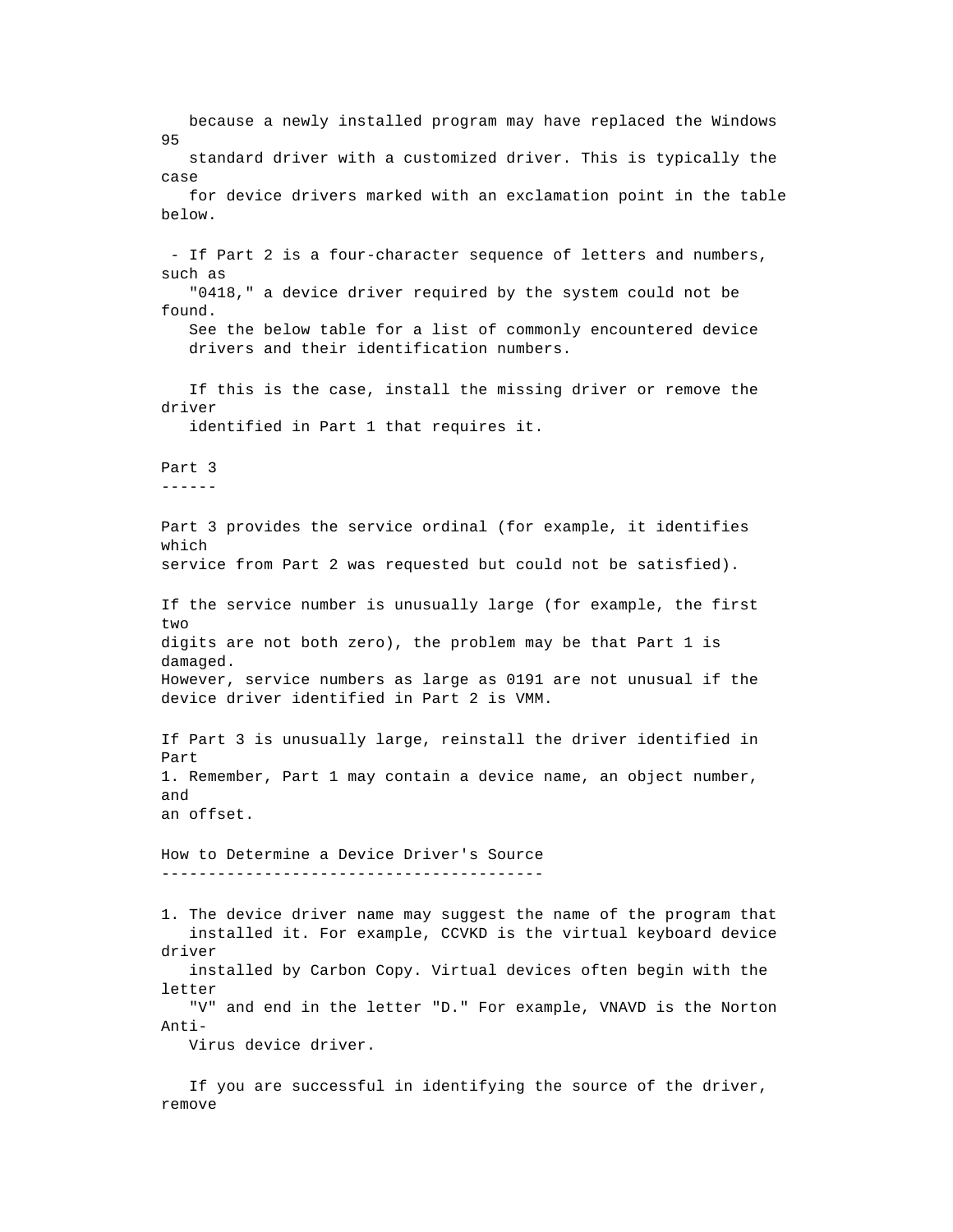because a newly installed program may have replaced the Windows 95 standard driver with a customized driver. This is typically the case for device drivers marked with an exclamation point in the table below.

- If Part 2 is a four-character sequence of letters and numbers, such as "0418," a device driver required by the system could not be found. See the below table for a list of commonly encountered device drivers and their identification numbers.

  If this is the case, install the missing driver or remove the driver identified in Part 1 that requires it.

## Part 3

Part 3 provides the service ordinal (for example, it identifies which service from Part 2 was requested but could not be satisfied).

If the service number is unusually large (for example, the first two digits are not both zero), the problem may be that Part 1 is damaged. However, service numbers as large as 0191 are not unusual if the device driver identified in Part 2 is VMM.

If Part 3 is unusually large, reinstall the driver identified in Part 1. Remember, Part 1 may contain a device name, an object number, and an offset.

## How to Determine a Device Driver's Source

1. The device driver name may suggest the name of the program that installed it. For example, CCVKD is the virtual keyboard device driver installed by Carbon Copy. Virtual devices often begin with the letter "V" and end in the letter "D." For example, VNAVD is the Norton Anti-Virus device driver.

   If you are successful in identifying the source of the driver, remove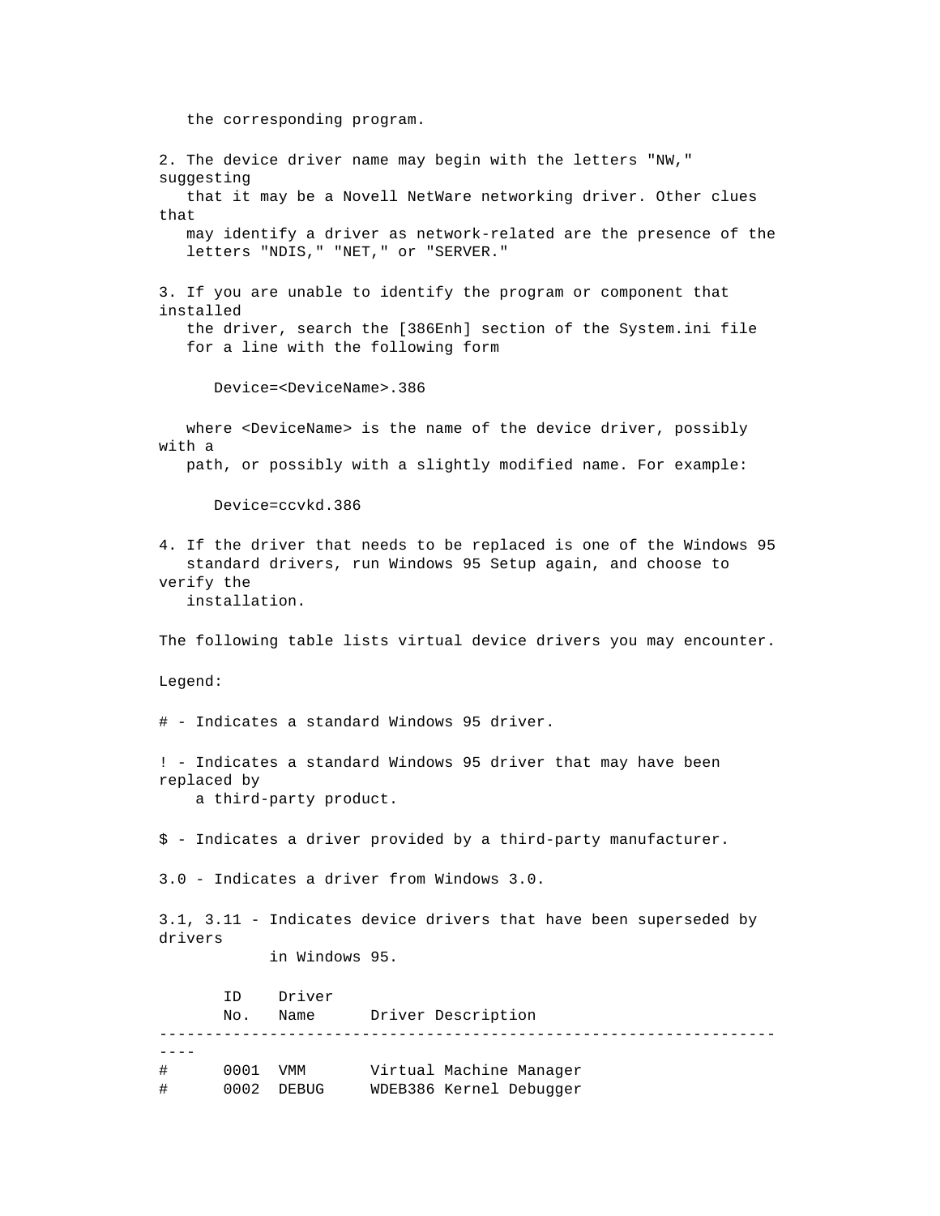the corresponding program.

2. The device driver name may begin with the letters "NW," suggesting that it may be a Novell NetWare networking driver. Other clues that may identify a driver as network-related are the presence of the letters "NDIS," "NET," or "SERVER."

3. If you are unable to identify the program or component that installed the driver, search the [386Enh] section of the System.ini file for a line with the following form

```
Device=<DeviceName>.386
```

   where <DeviceName> is the name of the device driver, possibly with a path, or possibly with a slightly modified name. For example:

```
Device=ccvkd.386
```

4. If the driver that needs to be replaced is one of the Windows 95 standard drivers, run Windows 95 Setup again, and choose to verify the installation.

The following table lists virtual device drivers you may encounter.

Legend:

# - Indicates a standard Windows 95 driver.

! - Indicates a standard Windows 95 driver that may have been replaced by a third-party product.

$ - Indicates a driver provided by a third-party manufacturer.

3.0 - Indicates a driver from Windows 3.0.

3.1, 3.11 - Indicates device drivers that have been superseded by drivers in Windows 95.

|  | ID No. | Driver Name | Driver Description |
|---|---|---|---|
| # | 0001 | VMM | Virtual Machine Manager |
| # | 0002 | DEBUG | WDEB386 Kernel Debugger |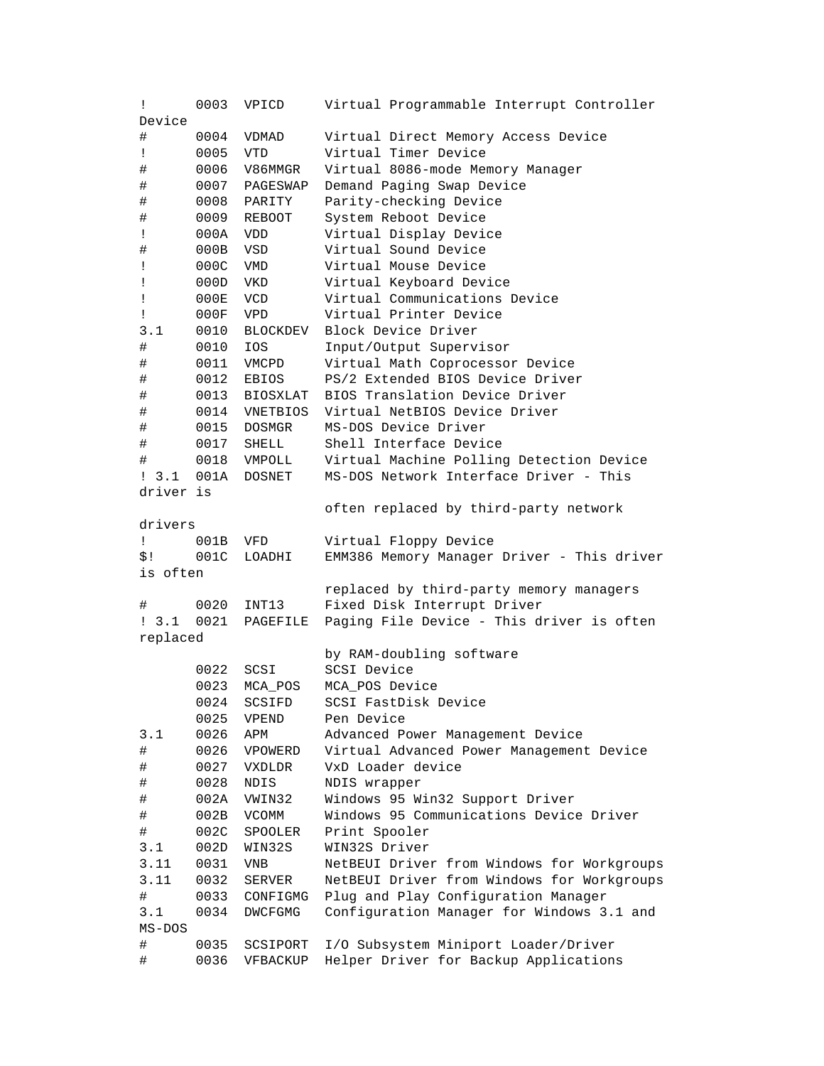```
!       0003  VPICD     Virtual Programmable Interrupt Controller
Device
#       0004  VDMAD     Virtual Direct Memory Access Device
!       0005  VTD       Virtual Timer Device
#       0006  V86MMGR   Virtual 8086-mode Memory Manager
#       0007  PAGESWAP  Demand Paging Swap Device
#       0008  PARITY    Parity-checking Device
#       0009  REBOOT    System Reboot Device
!       000A  VDD       Virtual Display Device
#       000B  VSD       Virtual Sound Device
!       000C  VMD       Virtual Mouse Device
!       000D  VKD       Virtual Keyboard Device
!       000E  VCD       Virtual Communications Device
!       000F  VPD       Virtual Printer Device
3.1     0010  BLOCKDEV  Block Device Driver
#       0010  IOS       Input/Output Supervisor
#       0011  VMCPD     Virtual Math Coprocessor Device
#       0012  EBIOS     PS/2 Extended BIOS Device Driver
#       0013  BIOSXLAT  BIOS Translation Device Driver
#       0014  VNETBIOS  Virtual NetBIOS Device Driver
#       0015  DOSMGR    MS-DOS Device Driver
#       0017  SHELL     Shell Interface Device
#       0018  VMPOLL    Virtual Machine Polling Detection Device
! 3.1   001A  DOSNET    MS-DOS Network Interface Driver - This
driver is
                        often replaced by third-party network
drivers
!       001B  VFD       Virtual Floppy Device
$!      001C  LOADHI    EMM386 Memory Manager Driver - This driver
is often
                        replaced by third-party memory managers
#       0020  INT13     Fixed Disk Interrupt Driver
! 3.1   0021  PAGEFILE  Paging File Device - This driver is often
replaced
                        by RAM-doubling software
        0022  SCSI      SCSI Device
        0023  MCA_POS   MCA_POS Device
        0024  SCSIFD    SCSI FastDisk Device
        0025  VPEND     Pen Device
3.1     0026  APM       Advanced Power Management Device
#       0026  VPOWERD   Virtual Advanced Power Management Device
#       0027  VXDLDR    VxD Loader device
#       0028  NDIS      NDIS wrapper
#       002A  VWIN32    Windows 95 Win32 Support Driver
#       002B  VCOMM     Windows 95 Communications Device Driver
#       002C  SPOOLER   Print Spooler
3.1     002D  WIN32S    WIN32S Driver
3.11    0031  VNB       NetBEUI Driver from Windows for Workgroups
3.11    0032  SERVER    NetBEUI Driver from Windows for Workgroups
#       0033  CONFIGMG  Plug and Play Configuration Manager
3.1     0034  DWCFGMG   Configuration Manager for Windows 3.1 and
MS-DOS
#       0035  SCSIPORT  I/O Subsystem Miniport Loader/Driver
#       0036  VFBACKUP  Helper Driver for Backup Applications
```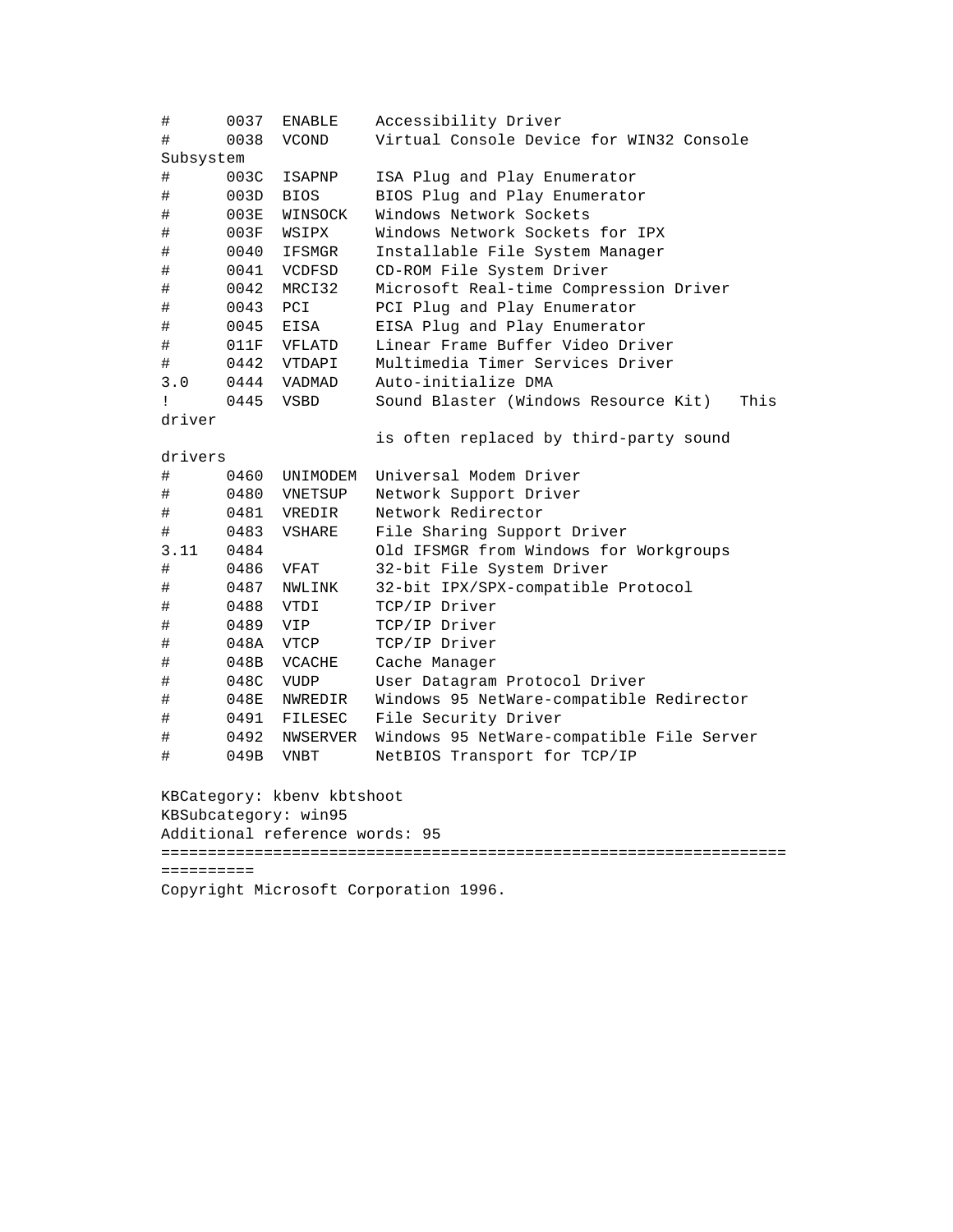| | | | |
|---|---|---|---|
| # | 0037 | ENABLE | Accessibility Driver |
| # | 0038 | VCOND | Virtual Console Device for WIN32 Console Subsystem |
| # | 003C | ISAPNP | ISA Plug and Play Enumerator |
| # | 003D | BIOS | BIOS Plug and Play Enumerator |
| # | 003E | WINSOCK | Windows Network Sockets |
| # | 003F | WSIPX | Windows Network Sockets for IPX |
| # | 0040 | IFSMGR | Installable File System Manager |
| # | 0041 | VCDFSD | CD-ROM File System Driver |
| # | 0042 | MRCI32 | Microsoft Real-time Compression Driver |
| # | 0043 | PCI | PCI Plug and Play Enumerator |
| # | 0045 | EISA | EISA Plug and Play Enumerator |
| # | 011F | VFLATD | Linear Frame Buffer Video Driver |
| # | 0442 | VTDAPI | Multimedia Timer Services Driver |
| 3.0 | 0444 | VADMAD | Auto-initialize DMA |
| ! | 0445 | VSBD | Sound Blaster (Windows Resource Kit) This driver is often replaced by third-party sound drivers |
| # | 0460 | UNIMODEM | Universal Modem Driver |
| # | 0480 | VNETSUP | Network Support Driver |
| # | 0481 | VREDIR | Network Redirector |
| # | 0483 | VSHARE | File Sharing Support Driver |
| 3.11 | 0484 | | Old IFSMGR from Windows for Workgroups |
| # | 0486 | VFAT | 32-bit File System Driver |
| # | 0487 | NWLINK | 32-bit IPX/SPX-compatible Protocol |
| # | 0488 | VTDI | TCP/IP Driver |
| # | 0489 | VIP | TCP/IP Driver |
| # | 048A | VTCP | TCP/IP Driver |
| # | 048B | VCACHE | Cache Manager |
| # | 048C | VUDP | User Datagram Protocol Driver |
| # | 048E | NWREDIR | Windows 95 NetWare-compatible Redirector |
| # | 0491 | FILESEC | File Security Driver |
| # | 0492 | NWSERVER | Windows 95 NetWare-compatible File Server |
| # | 049B | VNBT | NetBIOS Transport for TCP/IP |

KBCategory: kbenv kbtshoot
KBSubcategory: win95
Additional reference words: 95

============================================================================

Copyright Microsoft Corporation 1996.